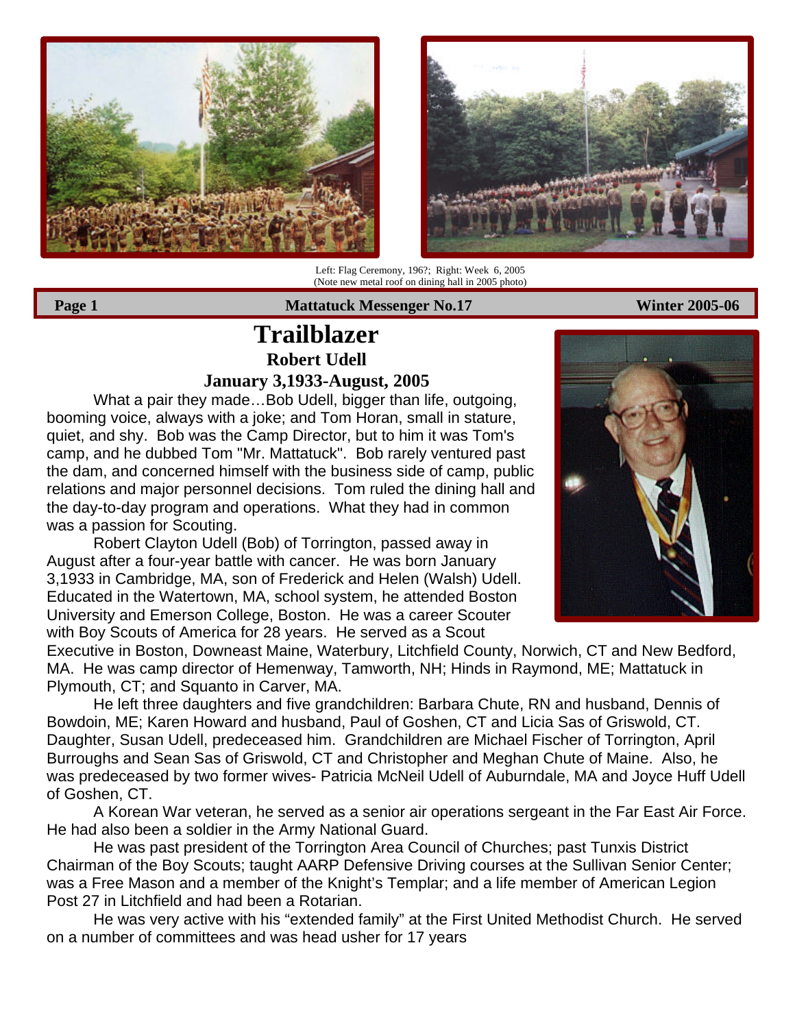Left: Flag Ceremony, 196?; Right: Week 6, 2005
(Note new metal roof on dining hall in 2005 photo)

**Page 1** **Mattatuck Messenger No.17** **Winter 2005-06**

# Trailblazer

## Robert Udell

### January 3,1933-August, 2005

What a pair they made…Bob Udell, bigger than life, outgoing, booming voice, always with a joke; and Tom Horan, small in stature, quiet, and shy. Bob was the Camp Director, but to him it was Tom's camp, and he dubbed Tom "Mr. Mattatuck". Bob rarely ventured past the dam, and concerned himself with the business side of camp, public relations and major personnel decisions. Tom ruled the dining hall and the day-to-day program and operations. What they had in common was a passion for Scouting.

Robert Clayton Udell (Bob) of Torrington, passed away in August after a four-year battle with cancer. He was born January 3,1933 in Cambridge, MA, son of Frederick and Helen (Walsh) Udell. Educated in the Watertown, MA, school system, he attended Boston University and Emerson College, Boston. He was a career Scouter with Boy Scouts of America for 28 years. He served as a Scout Executive in Boston, Downeast Maine, Waterbury, Litchfield County, Norwich, CT and New Bedford, MA. He was camp director of Hemenway, Tamworth, NH; Hinds in Raymond, ME; Mattatuck in Plymouth, CT; and Squanto in Carver, MA.

He left three daughters and five grandchildren: Barbara Chute, RN and husband, Dennis of Bowdoin, ME; Karen Howard and husband, Paul of Goshen, CT and Licia Sas of Griswold, CT. Daughter, Susan Udell, predeceased him. Grandchildren are Michael Fischer of Torrington, April Burroughs and Sean Sas of Griswold, CT and Christopher and Meghan Chute of Maine. Also, he was predeceased by two former wives- Patricia McNeil Udell of Auburndale, MA and Joyce Huff Udell of Goshen, CT.

A Korean War veteran, he served as a senior air operations sergeant in the Far East Air Force. He had also been a soldier in the Army National Guard.

He was past president of the Torrington Area Council of Churches; past Tunxis District Chairman of the Boy Scouts; taught AARP Defensive Driving courses at the Sullivan Senior Center; was a Free Mason and a member of the Knight's Templar; and a life member of American Legion Post 27 in Litchfield and had been a Rotarian.

He was very active with his "extended family" at the First United Methodist Church. He served on a number of committees and was head usher for 17 years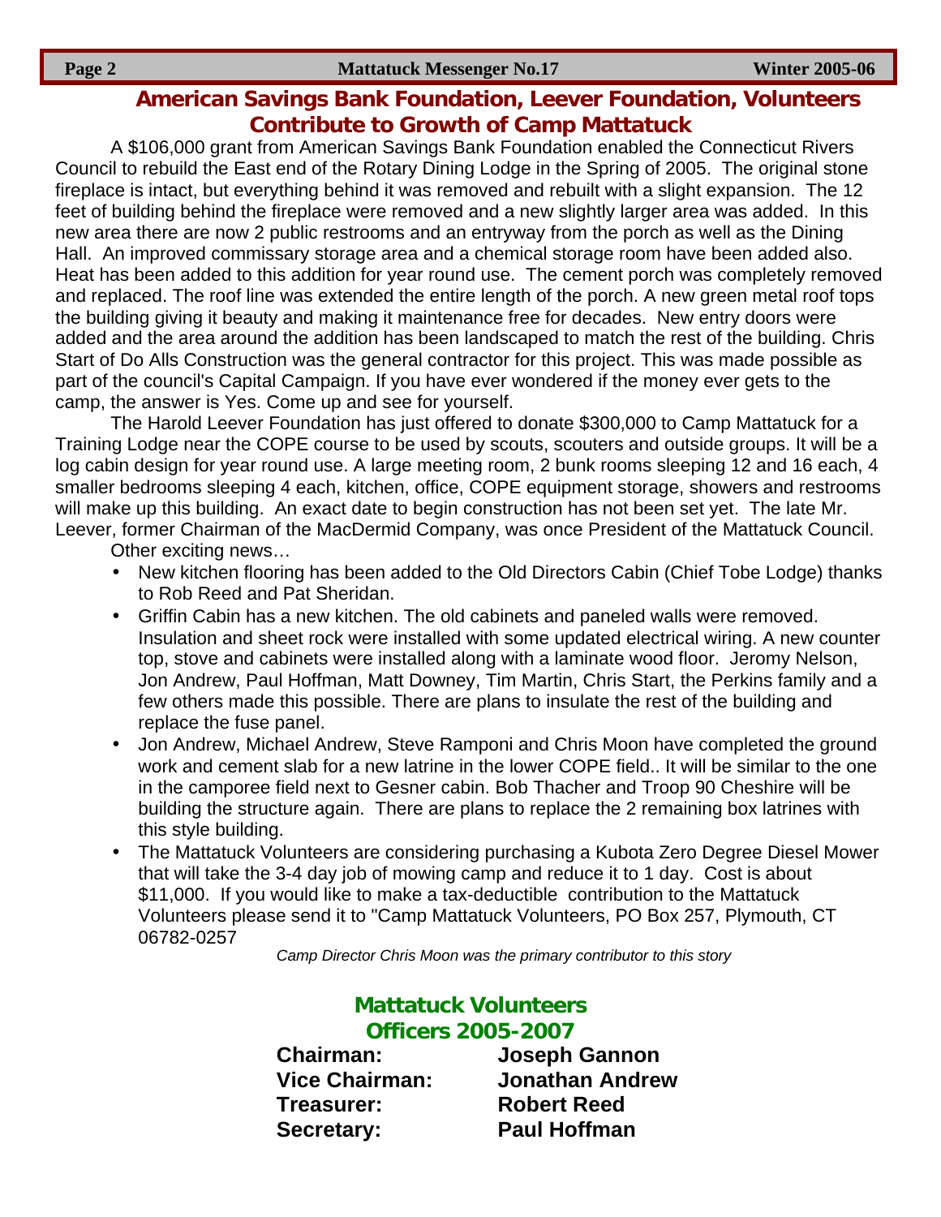## American Savings Bank Foundation, Leever Foundation, Volunteers Contribute to Growth of Camp Mattatuck

A $106,000 grant from American Savings Bank Foundation enabled the Connecticut Rivers Council to rebuild the East end of the Rotary Dining Lodge in the Spring of 2005. The original stone fireplace is intact, but everything behind it was removed and rebuilt with a slight expansion. The 12 feet of building behind the fireplace were removed and a new slightly larger area was added. In this new area there are now 2 public restrooms and an entryway from the porch as well as the Dining Hall. An improved commissary storage area and a chemical storage room have been added also. Heat has been added to this addition for year round use. The cement porch was completely removed and replaced. The roof line was extended the entire length of the porch. A new green metal roof tops the building giving it beauty and making it maintenance free for decades. New entry doors were added and the area around the addition has been landscaped to match the rest of the building. Chris Start of Do Alls Construction was the general contractor for this project. This was made possible as part of the council's Capital Campaign. If you have ever wondered if the money ever gets to the camp, the answer is Yes. Come up and see for yourself.

The Harold Leever Foundation has just offered to donate $300,000 to Camp Mattatuck for a Training Lodge near the COPE course to be used by scouts, scouters and outside groups. It will be a log cabin design for year round use. A large meeting room, 2 bunk rooms sleeping 12 and 16 each, 4 smaller bedrooms sleeping 4 each, kitchen, office, COPE equipment storage, showers and restrooms will make up this building. An exact date to begin construction has not been set yet. The late Mr. Leever, former Chairman of the MacDermid Company, was once President of the Mattatuck Council.

Other exciting news…

- New kitchen flooring has been added to the Old Directors Cabin (Chief Tobe Lodge) thanks to Rob Reed and Pat Sheridan.
- Griffin Cabin has a new kitchen. The old cabinets and paneled walls were removed. Insulation and sheet rock were installed with some updated electrical wiring. A new counter top, stove and cabinets were installed along with a laminate wood floor. Jeromy Nelson, Jon Andrew, Paul Hoffman, Matt Downey, Tim Martin, Chris Start, the Perkins family and a few others made this possible. There are plans to insulate the rest of the building and replace the fuse panel.
- Jon Andrew, Michael Andrew, Steve Ramponi and Chris Moon have completed the ground work and cement slab for a new latrine in the lower COPE field.. It will be similar to the one in the camporee field next to Gesner cabin. Bob Thacher and Troop 90 Cheshire will be building the structure again. There are plans to replace the 2 remaining box latrines with this style building.
- The Mattatuck Volunteers are considering purchasing a Kubota Zero Degree Diesel Mower that will take the 3-4 day job of mowing camp and reduce it to 1 day. Cost is about $11,000. If you would like to make a tax-deductible contribution to the Mattatuck Volunteers please send it to "Camp Mattatuck Volunteers, PO Box 257, Plymouth, CT 06782-0257

*Camp Director Chris Moon was the primary contributor to this story*

### Mattatuck Volunteers Officers 2005-2007

| | |
|---|---|
| **Chairman:** | **Joseph Gannon** |
| **Vice Chairman:** | **Jonathan Andrew** |
| **Treasurer:** | **Robert Reed** |
| **Secretary:** | **Paul Hoffman** |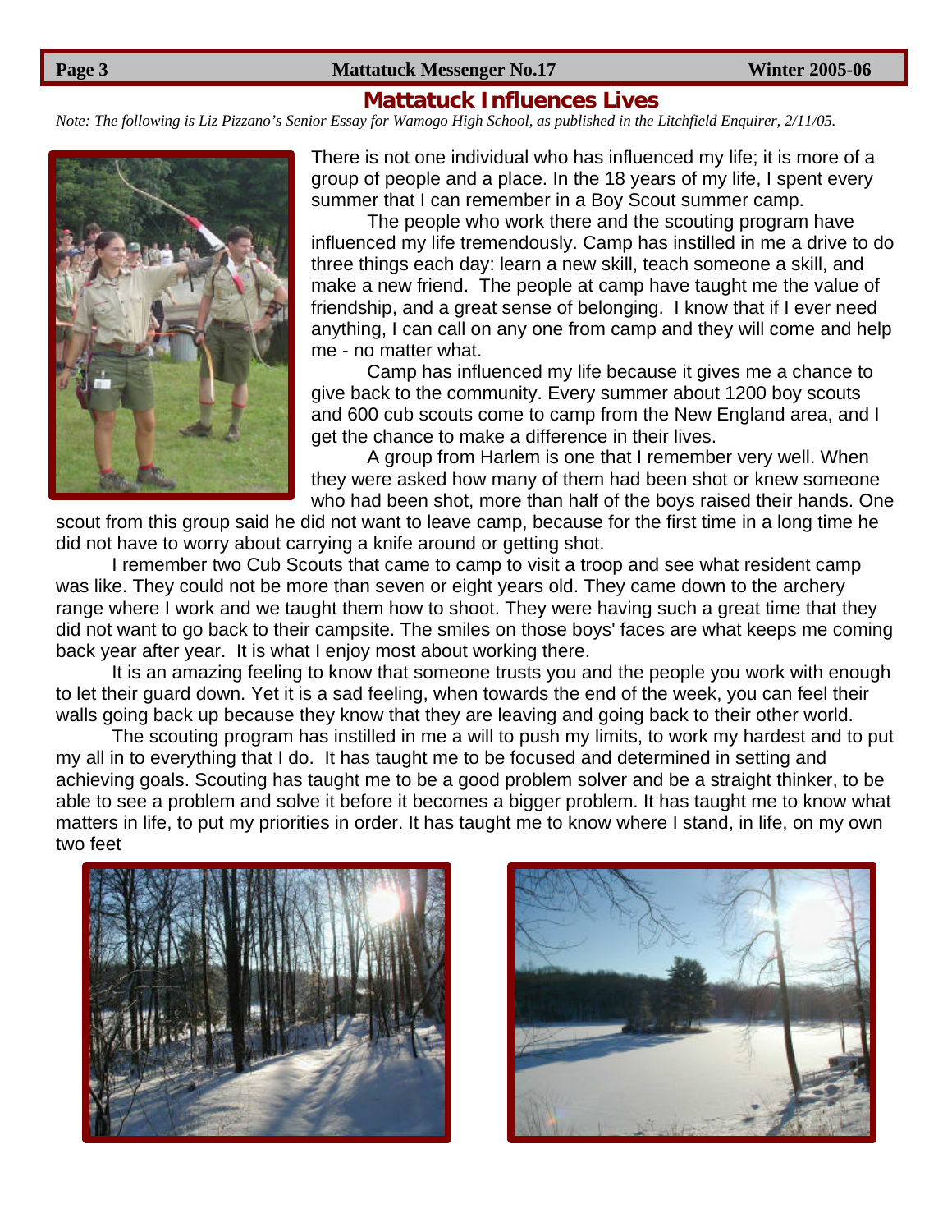## Mattatuck Influences Lives

*Note: The following is Liz Pizzano's Senior Essay for Wamogo High School, as published in the Litchfield Enquirer, 2/11/05.*

There is not one individual who has influenced my life; it is more of a group of people and a place. In the 18 years of my life, I spent every summer that I can remember in a Boy Scout summer camp.

The people who work there and the scouting program have influenced my life tremendously. Camp has instilled in me a drive to do three things each day: learn a new skill, teach someone a skill, and make a new friend. The people at camp have taught me the value of friendship, and a great sense of belonging. I know that if I ever need anything, I can call on any one from camp and they will come and help me - no matter what.

Camp has influenced my life because it gives me a chance to give back to the community. Every summer about 1200 boy scouts and 600 cub scouts come to camp from the New England area, and I get the chance to make a difference in their lives.

A group from Harlem is one that I remember very well. When they were asked how many of them had been shot or knew someone who had been shot, more than half of the boys raised their hands. One scout from this group said he did not want to leave camp, because for the first time in a long time he did not have to worry about carrying a knife around or getting shot.

I remember two Cub Scouts that came to camp to visit a troop and see what resident camp was like. They could not be more than seven or eight years old. They came down to the archery range where I work and we taught them how to shoot. They were having such a great time that they did not want to go back to their campsite. The smiles on those boys' faces are what keeps me coming back year after year. It is what I enjoy most about working there.

It is an amazing feeling to know that someone trusts you and the people you work with enough to let their guard down. Yet it is a sad feeling, when towards the end of the week, you can feel their walls going back up because they know that they are leaving and going back to their other world.

The scouting program has instilled in me a will to push my limits, to work my hardest and to put my all in to everything that I do. It has taught me to be focused and determined in setting and achieving goals. Scouting has taught me to be a good problem solver and be a straight thinker, to be able to see a problem and solve it before it becomes a bigger problem. It has taught me to know what matters in life, to put my priorities in order. It has taught me to know where I stand, in life, on my own two feet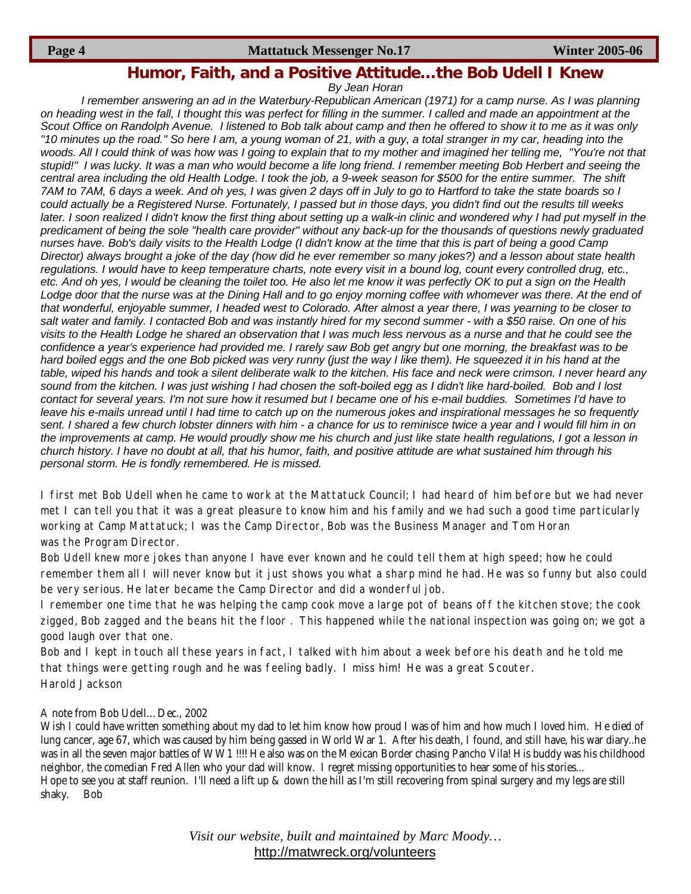## Humor, Faith, and a Positive Attitude…the Bob Udell I Knew

*By Jean Horan*

*I remember answering an ad in the Waterbury-Republican American (1971) for a camp nurse. As I was planning on heading west in the fall, I thought this was perfect for filling in the summer. I called and made an appointment at the Scout Office on Randolph Avenue. I listened to Bob talk about camp and then he offered to show it to me as it was only "10 minutes up the road." So here I am, a young woman of 21, with a guy, a total stranger in my car, heading into the woods. All I could think of was how was I going to explain that to my mother and imagined her telling me, "You're not that stupid!" I was lucky. It was a man who would become a life long friend. I remember meeting Bob Herbert and seeing the central area including the old Health Lodge. I took the job, a 9-week season for $500 for the entire summer. The shift 7AM to 7AM, 6 days a week. And oh yes, I was given 2 days off in July to go to Hartford to take the state boards so I could actually be a Registered Nurse. Fortunately, I passed but in those days, you didn't find out the results till weeks later. I soon realized I didn't know the first thing about setting up a walk-in clinic and wondered why I had put myself in the predicament of being the sole "health care provider" without any back-up for the thousands of questions newly graduated nurses have. Bob's daily visits to the Health Lodge (I didn't know at the time that this is part of being a good Camp Director) always brought a joke of the day (how did he ever remember so many jokes?) and a lesson about state health regulations. I would have to keep temperature charts, note every visit in a bound log, count every controlled drug, etc., etc. And oh yes, I would be cleaning the toilet too. He also let me know it was perfectly OK to put a sign on the Health Lodge door that the nurse was at the Dining Hall and to go enjoy morning coffee with whomever was there. At the end of that wonderful, enjoyable summer, I headed west to Colorado. After almost a year there, I was yearning to be closer to salt water and family. I contacted Bob and was instantly hired for my second summer - with a $50 raise. On one of his visits to the Health Lodge he shared an observation that I was much less nervous as a nurse and that he could see the confidence a year's experience had provided me. I rarely saw Bob get angry but one morning, the breakfast was to be hard boiled eggs and the one Bob picked was very runny (just the way I like them). He squeezed it in his hand at the table, wiped his hands and took a silent deliberate walk to the kitchen. His face and neck were crimson. I never heard any sound from the kitchen. I was just wishing I had chosen the soft-boiled egg as I didn't like hard-boiled. Bob and I lost contact for several years. I'm not sure how it resumed but I became one of his e-mail buddies. Sometimes I'd have to leave his e-mails unread until I had time to catch up on the numerous jokes and inspirational messages he so frequently sent. I shared a few church lobster dinners with him - a chance for us to reminisce twice a year and I would fill him in on the improvements at camp. He would proudly show me his church and just like state health regulations, I got a lesson in church history. I have no doubt at all, that his humor, faith, and positive attitude are what sustained him through his personal storm. He is fondly remembered. He is missed.*

I first met Bob Udell when he came to work at the Mattatuck Council; I had heard of him before but we had never met I can tell you that it was a great pleasure to know him and his family and we had such a good time particularly working at Camp Mattatuck; I was the Camp Director, Bob was the Business Manager and Tom Horan was the Program Director.

Bob Udell knew more jokes than anyone I have ever known and he could tell them at high speed; how he could remember them all I will never know but it just shows you what a sharp mind he had. He was so funny but also could be very serious. He later became the Camp Director and did a wonderful job.

I remember one time that he was helping the camp cook move a large pot of beans off the kitchen stove; the cook zigged, Bob zagged and the beans hit the floor . This happened while the national inspection was going on; we got a good laugh over that one.

Bob and I kept in touch all these years in fact, I talked with him about a week before his death and he told me that things were getting rough and he was feeling badly. I miss him! He was a great Scouter.

Harold Jackson

A note from Bob Udell…Dec., 2002

Wish I could have written something about my dad to let him know how proud I was of him and how much I loved him. He died of lung cancer, age 67, which was caused by him being gassed in World War 1. After his death, I found, and still have, his war diary..he was in all the seven major battles of WW1 !!!! He also was on the Mexican Border chasing Pancho Vila! His buddy was his childhood neighbor, the comedian Fred Allen who your dad will know. I regret missing opportunities to hear some of his stories...

Hope to see you at staff reunion. I'll need a lift up & down the hill as I'm still recovering from spinal surgery and my legs are still shaky. Bob

*Visit our website, built and maintained by Marc Moody…*

http://matwreck.org/volunteers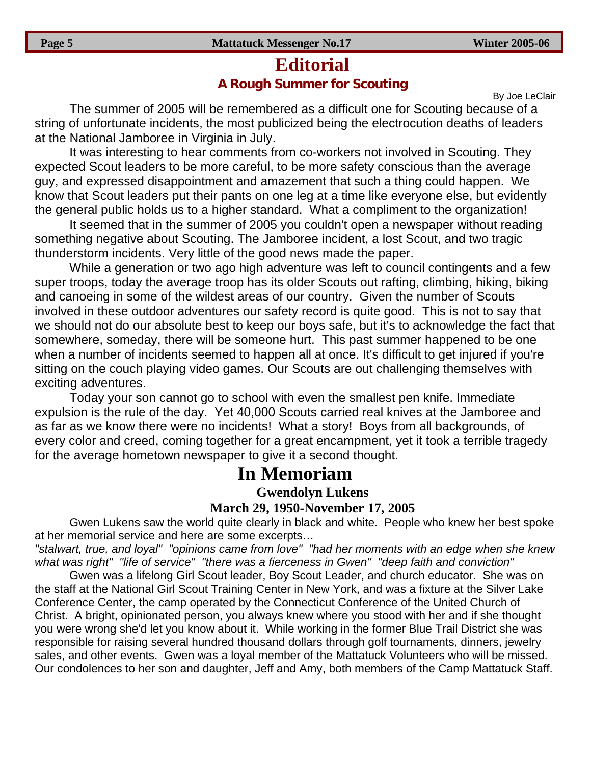# Editorial

## A Rough Summer for Scouting

By Joe LeClair

The summer of 2005 will be remembered as a difficult one for Scouting because of a string of unfortunate incidents, the most publicized being the electrocution deaths of leaders at the National Jamboree in Virginia in July.

It was interesting to hear comments from co-workers not involved in Scouting. They expected Scout leaders to be more careful, to be more safety conscious than the average guy, and expressed disappointment and amazement that such a thing could happen. We know that Scout leaders put their pants on one leg at a time like everyone else, but evidently the general public holds us to a higher standard. What a compliment to the organization!

It seemed that in the summer of 2005 you couldn't open a newspaper without reading something negative about Scouting. The Jamboree incident, a lost Scout, and two tragic thunderstorm incidents. Very little of the good news made the paper.

While a generation or two ago high adventure was left to council contingents and a few super troops, today the average troop has its older Scouts out rafting, climbing, hiking, biking and canoeing in some of the wildest areas of our country. Given the number of Scouts involved in these outdoor adventures our safety record is quite good. This is not to say that we should not do our absolute best to keep our boys safe, but it's to acknowledge the fact that somewhere, someday, there will be someone hurt. This past summer happened to be one when a number of incidents seemed to happen all at once. It's difficult to get injured if you're sitting on the couch playing video games. Our Scouts are out challenging themselves with exciting adventures.

Today your son cannot go to school with even the smallest pen knife. Immediate expulsion is the rule of the day. Yet 40,000 Scouts carried real knives at the Jamboree and as far as we know there were no incidents! What a story! Boys from all backgrounds, of every color and creed, coming together for a great encampment, yet it took a terrible tragedy for the average hometown newspaper to give it a second thought.

# In Memoriam

### Gwendolyn Lukens

### March 29, 1950-November 17, 2005

Gwen Lukens saw the world quite clearly in black and white. People who knew her best spoke at her memorial service and here are some excerpts…

*"stalwart, true, and loyal" "opinions came from love" "had her moments with an edge when she knew what was right" "life of service" "there was a fierceness in Gwen" "deep faith and conviction"*

Gwen was a lifelong Girl Scout leader, Boy Scout Leader, and church educator. She was on the staff at the National Girl Scout Training Center in New York, and was a fixture at the Silver Lake Conference Center, the camp operated by the Connecticut Conference of the United Church of Christ. A bright, opinionated person, you always knew where you stood with her and if she thought you were wrong she'd let you know about it. While working in the former Blue Trail District she was responsible for raising several hundred thousand dollars through golf tournaments, dinners, jewelry sales, and other events. Gwen was a loyal member of the Mattatuck Volunteers who will be missed. Our condolences to her son and daughter, Jeff and Amy, both members of the Camp Mattatuck Staff.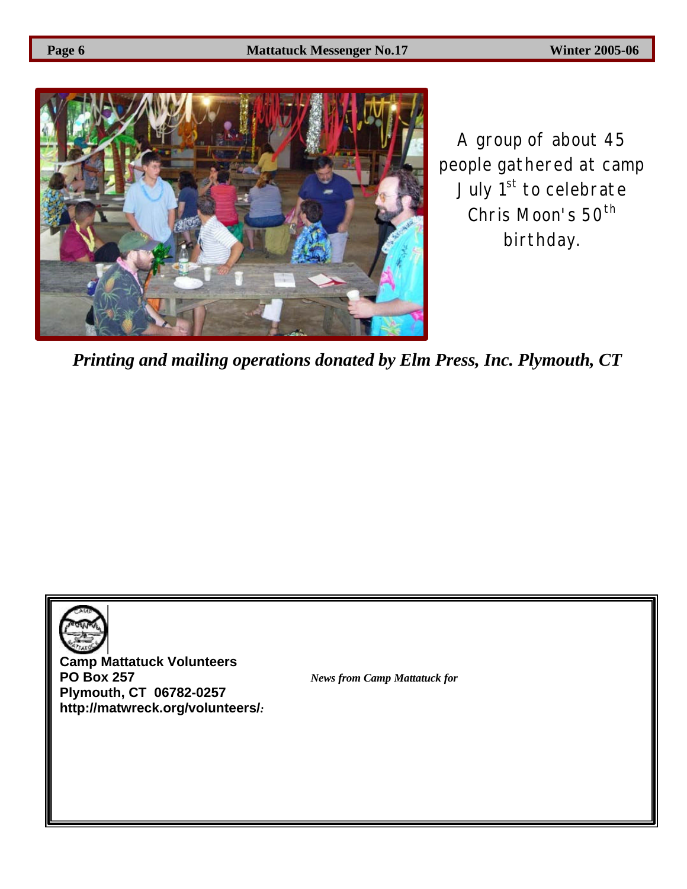A group of about 45 people gathered at camp July 1st to celebrate Chris Moon's 50th birthday.

***Printing and mailing operations donated by Elm Press, Inc. Plymouth, CT***

**Camp Mattatuck Volunteers**
**PO Box 257**
**Plymouth, CT 06782-0257**
**http://matwreck.org/volunteers/**:

*News from Camp Mattatuck for*